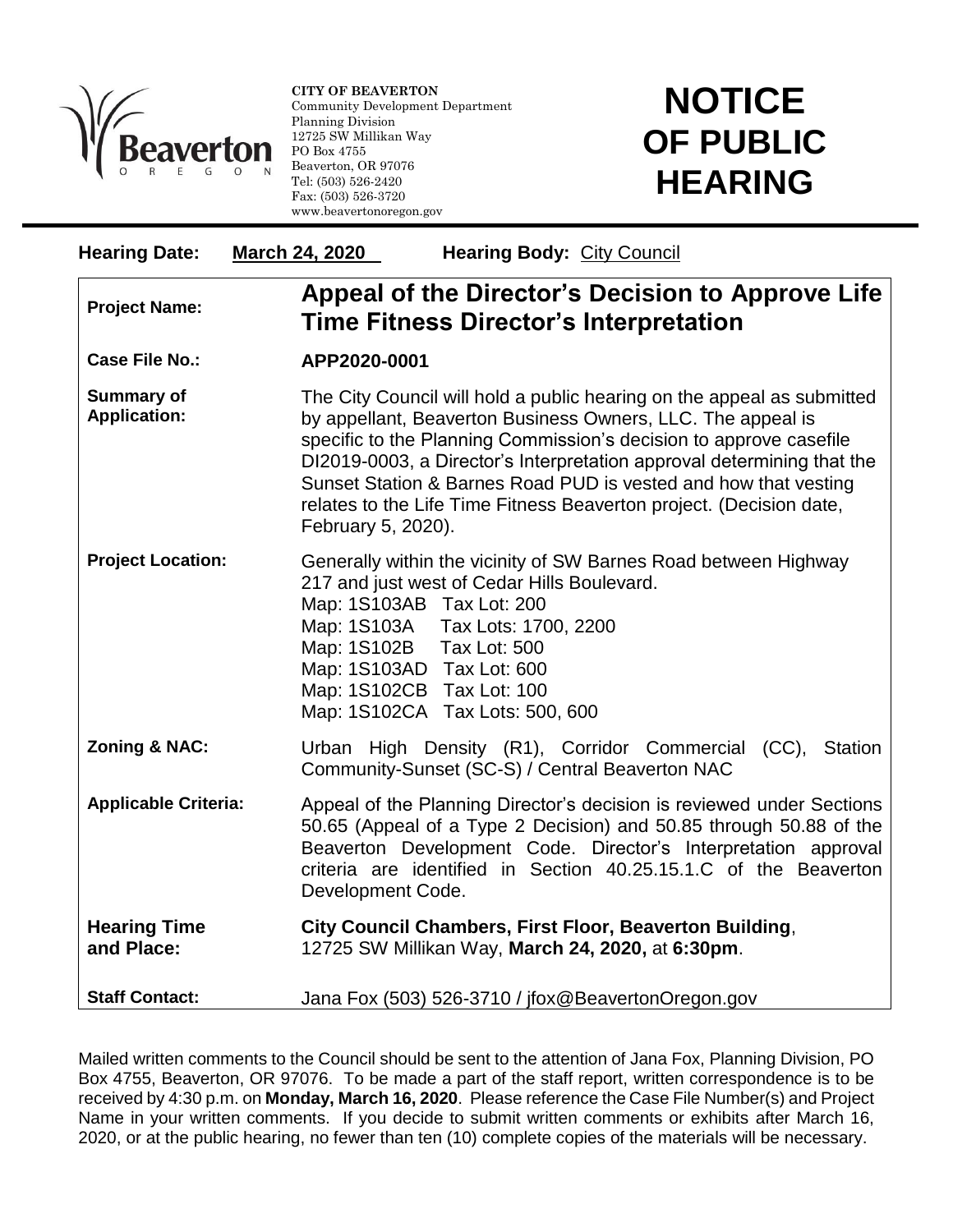**CITY OF BEAVERTON**
Community Development Department
Planning Division
12725 SW Millikan Way
PO Box 4755
Beaverton, OR 97076
Tel: (503) 526-2420
Fax: (503) 526-3720
www.beavertonoregon.gov

# NOTICE OF PUBLIC HEARING

**Hearing Date:** **March 24, 2020** **Hearing Body:** City Council

| | |
|---|---|
| **Project Name:** | **Appeal of the Director's Decision to Approve Life Time Fitness Director's Interpretation** |
| **Case File No.:** | **APP2020-0001** |
| **Summary of Application:** | The City Council will hold a public hearing on the appeal as submitted by appellant, Beaverton Business Owners, LLC. The appeal is specific to the Planning Commission's decision to approve casefile DI2019-0003, a Director's Interpretation approval determining that the Sunset Station & Barnes Road PUD is vested and how that vesting relates to the Life Time Fitness Beaverton project. (Decision date, February 5, 2020). |
| **Project Location:** | Generally within the vicinity of SW Barnes Road between Highway 217 and just west of Cedar Hills Boulevard.<br>Map: 1S103AB Tax Lot: 200<br>Map: 1S103A Tax Lots: 1700, 2200<br>Map: 1S102B Tax Lot: 500<br>Map: 1S103AD Tax Lot: 600<br>Map: 1S102CB Tax Lot: 100<br>Map: 1S102CA Tax Lots: 500, 600 |
| **Zoning & NAC:** | Urban High Density (R1), Corridor Commercial (CC), Station Community-Sunset (SC-S) / Central Beaverton NAC |
| **Applicable Criteria:** | Appeal of the Planning Director's decision is reviewed under Sections 50.65 (Appeal of a Type 2 Decision) and 50.85 through 50.88 of the Beaverton Development Code. Director's Interpretation approval criteria are identified in Section 40.25.15.1.C of the Beaverton Development Code. |
| **Hearing Time and Place:** | **City Council Chambers, First Floor, Beaverton Building**, 12725 SW Millikan Way, **March 24, 2020,** at **6:30pm**. |
| **Staff Contact:** | Jana Fox (503) 526-3710 / jfox@BeavertonOregon.gov |

Mailed written comments to the Council should be sent to the attention of Jana Fox, Planning Division, PO Box 4755, Beaverton, OR 97076. To be made a part of the staff report, written correspondence is to be received by 4:30 p.m. on **Monday, March 16, 2020**. Please reference the Case File Number(s) and Project Name in your written comments. If you decide to submit written comments or exhibits after March 16, 2020, or at the public hearing, no fewer than ten (10) complete copies of the materials will be necessary.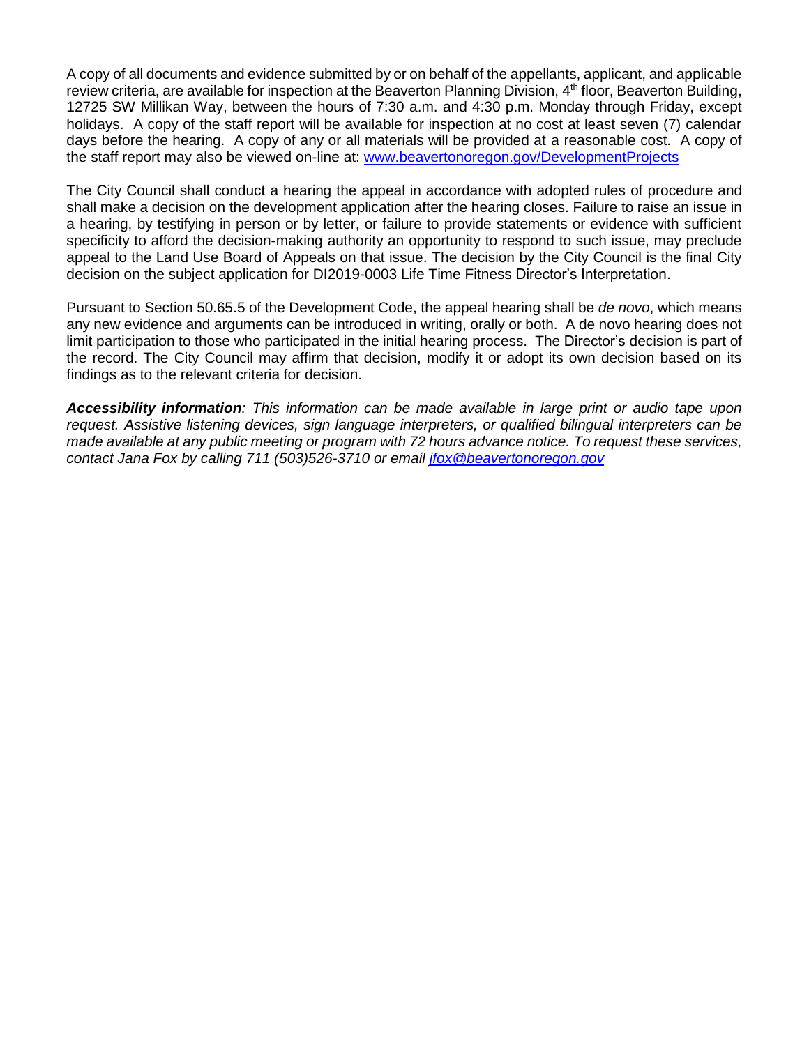A copy of all documents and evidence submitted by or on behalf of the appellants, applicant, and applicable review criteria, are available for inspection at the Beaverton Planning Division, 4th floor, Beaverton Building, 12725 SW Millikan Way, between the hours of 7:30 a.m. and 4:30 p.m. Monday through Friday, except holidays. A copy of the staff report will be available for inspection at no cost at least seven (7) calendar days before the hearing. A copy of any or all materials will be provided at a reasonable cost. A copy of the staff report may also be viewed on-line at: [www.beavertonoregon.gov/DevelopmentProjects](http://www.beavertonoregon.gov/DevelopmentProjects)

The City Council shall conduct a hearing the appeal in accordance with adopted rules of procedure and shall make a decision on the development application after the hearing closes. Failure to raise an issue in a hearing, by testifying in person or by letter, or failure to provide statements or evidence with sufficient specificity to afford the decision-making authority an opportunity to respond to such issue, may preclude appeal to the Land Use Board of Appeals on that issue. The decision by the City Council is the final City decision on the subject application for DI2019-0003 Life Time Fitness Director's Interpretation.

Pursuant to Section 50.65.5 of the Development Code, the appeal hearing shall be *de novo*, which means any new evidence and arguments can be introduced in writing, orally or both. A de novo hearing does not limit participation to those who participated in the initial hearing process. The Director's decision is part of the record. The City Council may affirm that decision, modify it or adopt its own decision based on its findings as to the relevant criteria for decision.

***Accessibility information****: This information can be made available in large print or audio tape upon request. Assistive listening devices, sign language interpreters, or qualified bilingual interpreters can be made available at any public meeting or program with 72 hours advance notice. To request these services, contact Jana Fox by calling 711 (503)526-3710 or email [jfox@beavertonoregon.gov](mailto:jfox@beavertonoregon.gov)*